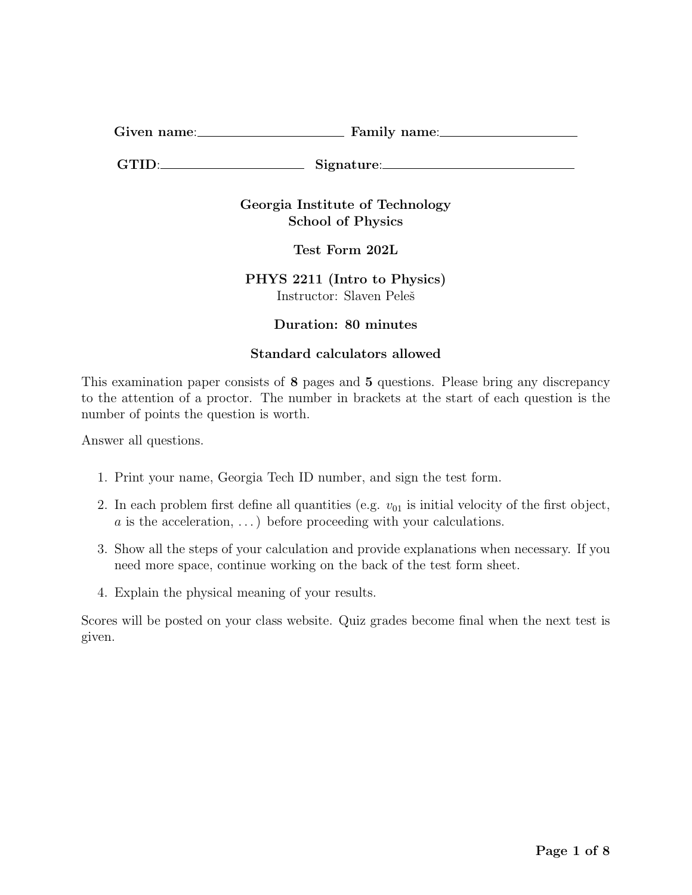**Given name**: \_\_\_\_\_\_\_\_\_\_\_\_\_\_\_\_\_\_\_\_ **Family name**: \_\_\_\_\_\_\_\_\_\_\_\_\_\_\_\_\_\_\_\_

**GTID**: \_\_\_\_\_\_\_\_\_\_\_\_\_\_\_\_\_\_\_\_ **Signature**: \_\_\_\_\_\_\_\_\_\_\_\_\_\_\_\_\_\_\_\_\_\_\_\_\_\_

**Georgia Institute of Technology**
**School of Physics**

**Test Form 202L**

**PHYS 2211 (Intro to Physics)**
Instructor: Slaven Peleš

**Duration: 80 minutes**

**Standard calculators allowed**

This examination paper consists of **8** pages and **5** questions. Please bring any discrepancy to the attention of a proctor. The number in brackets at the start of each question is the number of points the question is worth.

Answer all questions.

1. Print your name, Georgia Tech ID number, and sign the test form.
2. In each problem first define all quantities (e.g. $v_{01}$ is initial velocity of the first object, $a$ is the acceleration, ...) before proceeding with your calculations.
3. Show all the steps of your calculation and provide explanations when necessary. If you need more space, continue working on the back of the test form sheet.
4. Explain the physical meaning of your results.

Scores will be posted on your class website. Quiz grades become final when the next test is given.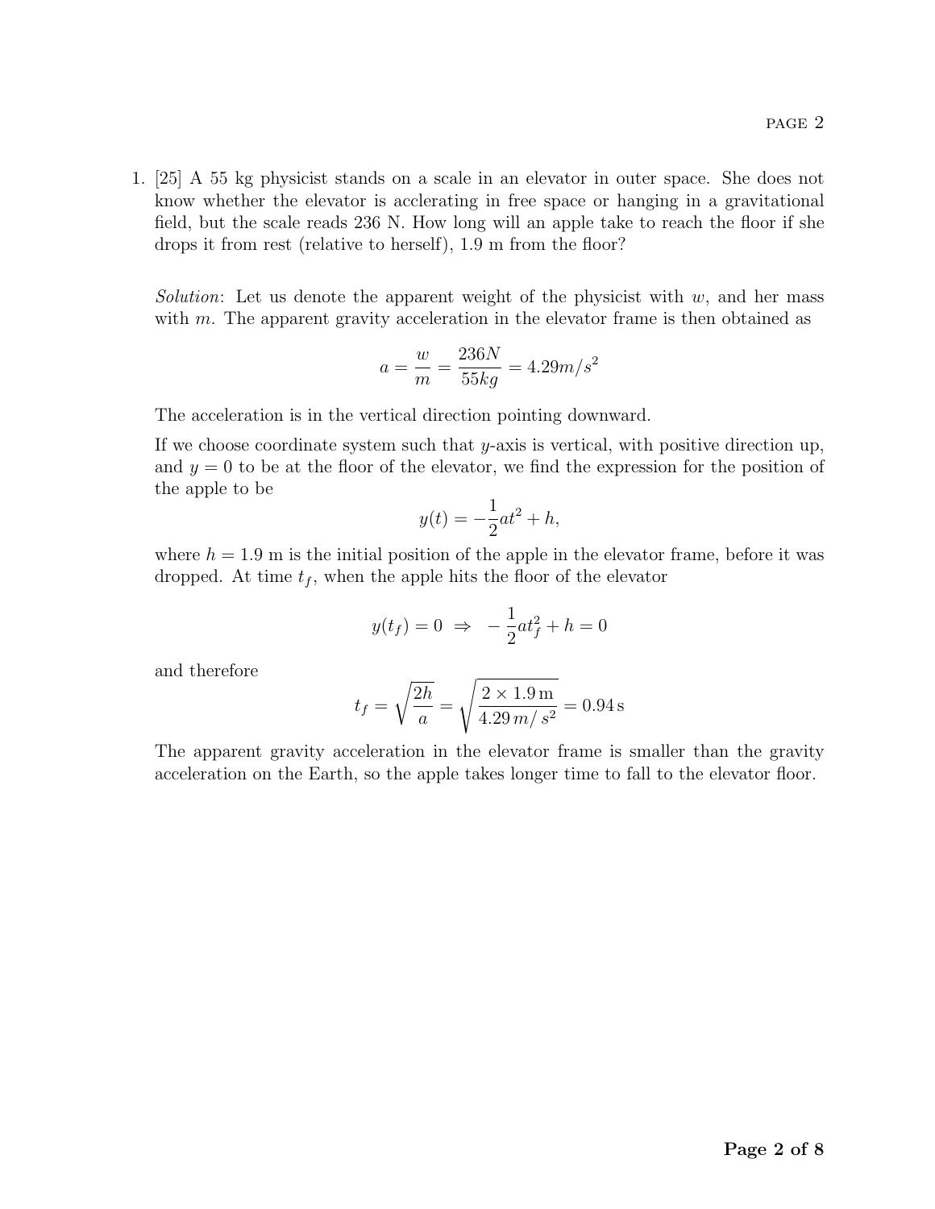1. [25] A 55 kg physicist stands on a scale in an elevator in outer space. She does not know whether the elevator is acclerating in free space or hanging in a gravitational field, but the scale reads 236 N. How long will an apple take to reach the floor if she drops it from rest (relative to herself), 1.9 m from the floor?

   *Solution*: Let us denote the apparent weight of the physicist with $w$, and her mass with $m$. The apparent gravity acceleration in the elevator frame is then obtained as

   $$a = \frac{w}{m} = \frac{236N}{55kg} = 4.29m/s^2$$

   The acceleration is in the vertical direction pointing downward.

   If we choose coordinate system such that $y$-axis is vertical, with positive direction up, and $y = 0$ to be at the floor of the elevator, we find the expression for the position of the apple to be

   $$y(t) = -\frac{1}{2}at^2 + h,$$

   where $h = 1.9$ m is the initial position of the apple in the elevator frame, before it was dropped. At time $t_f$, when the apple hits the floor of the elevator

   $$y(t_f) = 0 \;\Rightarrow\; -\frac{1}{2}at_f^2 + h = 0$$

   and therefore

   $$t_f = \sqrt{\frac{2h}{a}} = \sqrt{\frac{2 \times 1.9\,\text{m}}{4.29\,m/\,s^2}} = 0.94\,\text{s}$$

   The apparent gravity acceleration in the elevator frame is smaller than the gravity acceleration on the Earth, so the apple takes longer time to fall to the elevator floor.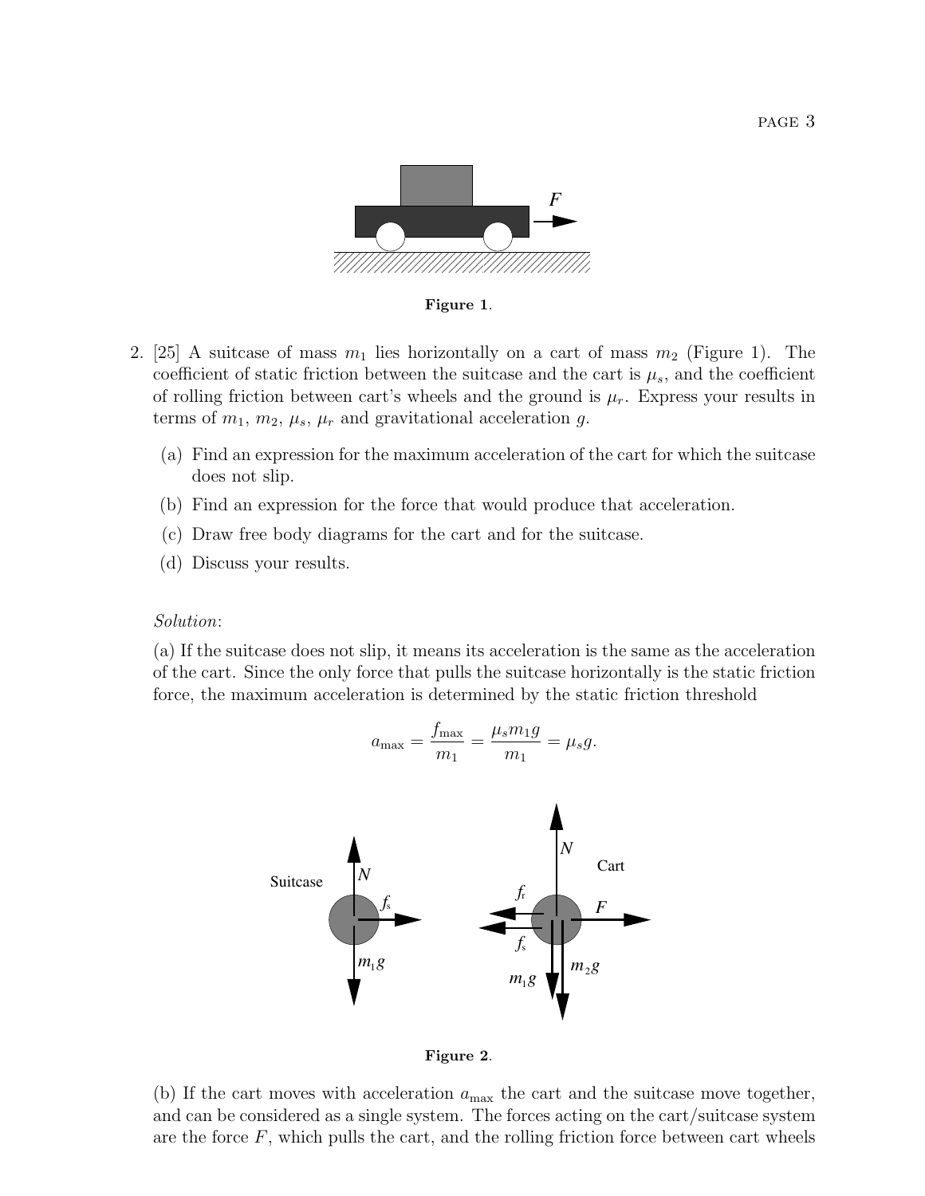**Figure 1**.

2. [25] A suitcase of mass $m_1$ lies horizontally on a cart of mass $m_2$ (Figure 1). The coefficient of static friction between the suitcase and the cart is $\mu_s$, and the coefficient of rolling friction between cart's wheels and the ground is $\mu_r$. Express your results in terms of $m_1$, $m_2$, $\mu_s$, $\mu_r$ and gravitational acceleration $g$.

   (a) Find an expression for the maximum acceleration of the cart for which the suitcase does not slip.

   (b) Find an expression for the force that would produce that acceleration.

   (c) Draw free body diagrams for the cart and for the suitcase.

   (d) Discuss your results.

*Solution*:

(a) If the suitcase does not slip, it means its acceleration is the same as the acceleration of the cart. Since the only force that pulls the suitcase horizontally is the static friction force, the maximum acceleration is determined by the static friction threshold

$$a_{\max} = \frac{f_{\max}}{m_1} = \frac{\mu_s m_1 g}{m_1} = \mu_s g.$$

**Figure 2**.

(b) If the cart moves with acceleration $a_{\max}$ the cart and the suitcase move together, and can be considered as a single system. The forces acting on the cart/suitcase system are the force $F$, which pulls the cart, and the rolling friction force between cart wheels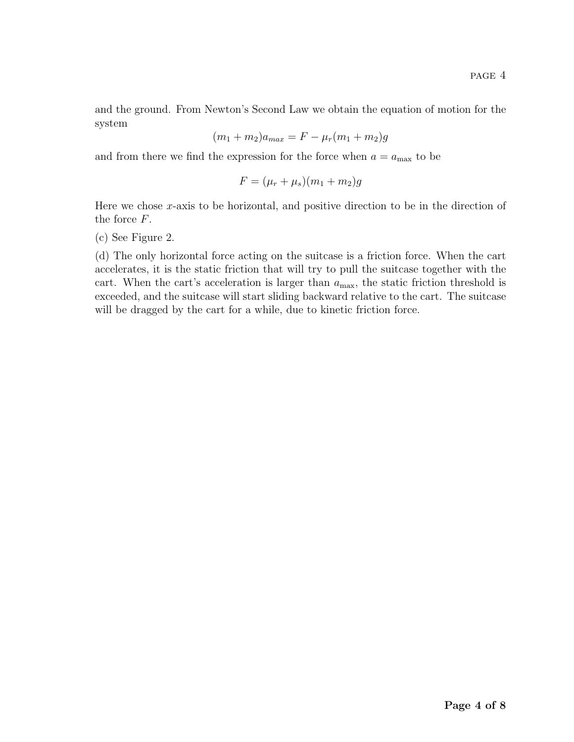and the ground. From Newton's Second Law we obtain the equation of motion for the system

$$(m_1 + m_2)a_{max} = F - \mu_r(m_1 + m_2)g$$

and from there we find the expression for the force when $a = a_{\max}$ to be

$$F = (\mu_r + \mu_s)(m_1 + m_2)g$$

Here we chose $x$-axis to be horizontal, and positive direction to be in the direction of the force $F$.

(c) See Figure 2.

(d) The only horizontal force acting on the suitcase is a friction force. When the cart accelerates, it is the static friction that will try to pull the suitcase together with the cart. When the cart's acceleration is larger than $a_{\max}$, the static friction threshold is exceeded, and the suitcase will start sliding backward relative to the cart. The suitcase will be dragged by the cart for a while, due to kinetic friction force.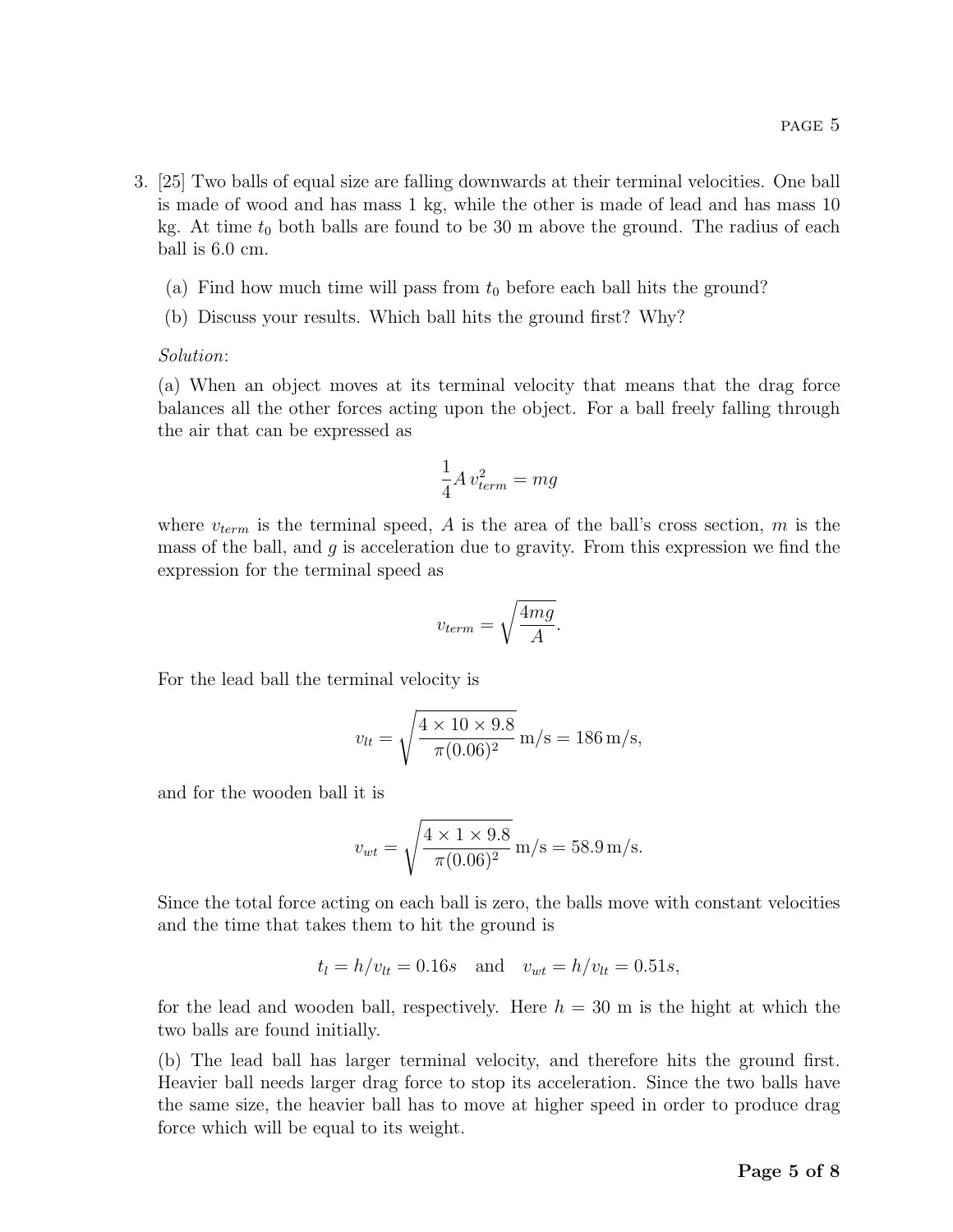3. [25] Two balls of equal size are falling downwards at their terminal velocities. One ball is made of wood and has mass 1 kg, while the other is made of lead and has mass 10 kg. At time $t_0$ both balls are found to be 30 m above the ground. The radius of each ball is 6.0 cm.

   (a) Find how much time will pass from $t_0$ before each ball hits the ground?

   (b) Discuss your results. Which ball hits the ground first? Why?

*Solution*:

(a) When an object moves at its terminal velocity that means that the drag force balances all the other forces acting upon the object. For a ball freely falling through the air that can be expressed as

$$\frac{1}{4} A \, v_{term}^2 = mg$$

where $v_{term}$ is the terminal speed, $A$ is the area of the ball's cross section, $m$ is the mass of the ball, and $g$ is acceleration due to gravity. From this expression we find the expression for the terminal speed as

$$v_{term} = \sqrt{\frac{4mg}{A}}.$$

For the lead ball the terminal velocity is

$$v_{lt} = \sqrt{\frac{4 \times 10 \times 9.8}{\pi (0.06)^2}} \, \text{m/s} = 186 \, \text{m/s},$$

and for the wooden ball it is

$$v_{wt} = \sqrt{\frac{4 \times 1 \times 9.8}{\pi (0.06)^2}} \, \text{m/s} = 58.9 \, \text{m/s}.$$

Since the total force acting on each ball is zero, the balls move with constant velocities and the time that takes them to hit the ground is

$$t_l = h/v_{lt} = 0.16s \quad \text{and} \quad v_{wt} = h/v_{lt} = 0.51s,$$

for the lead and wooden ball, respectively. Here $h = 30$ m is the hight at which the two balls are found initially.

(b) The lead ball has larger terminal velocity, and therefore hits the ground first. Heavier ball needs larger drag force to stop its acceleration. Since the two balls have the same size, the heavier ball has to move at higher speed in order to produce drag force which will be equal to its weight.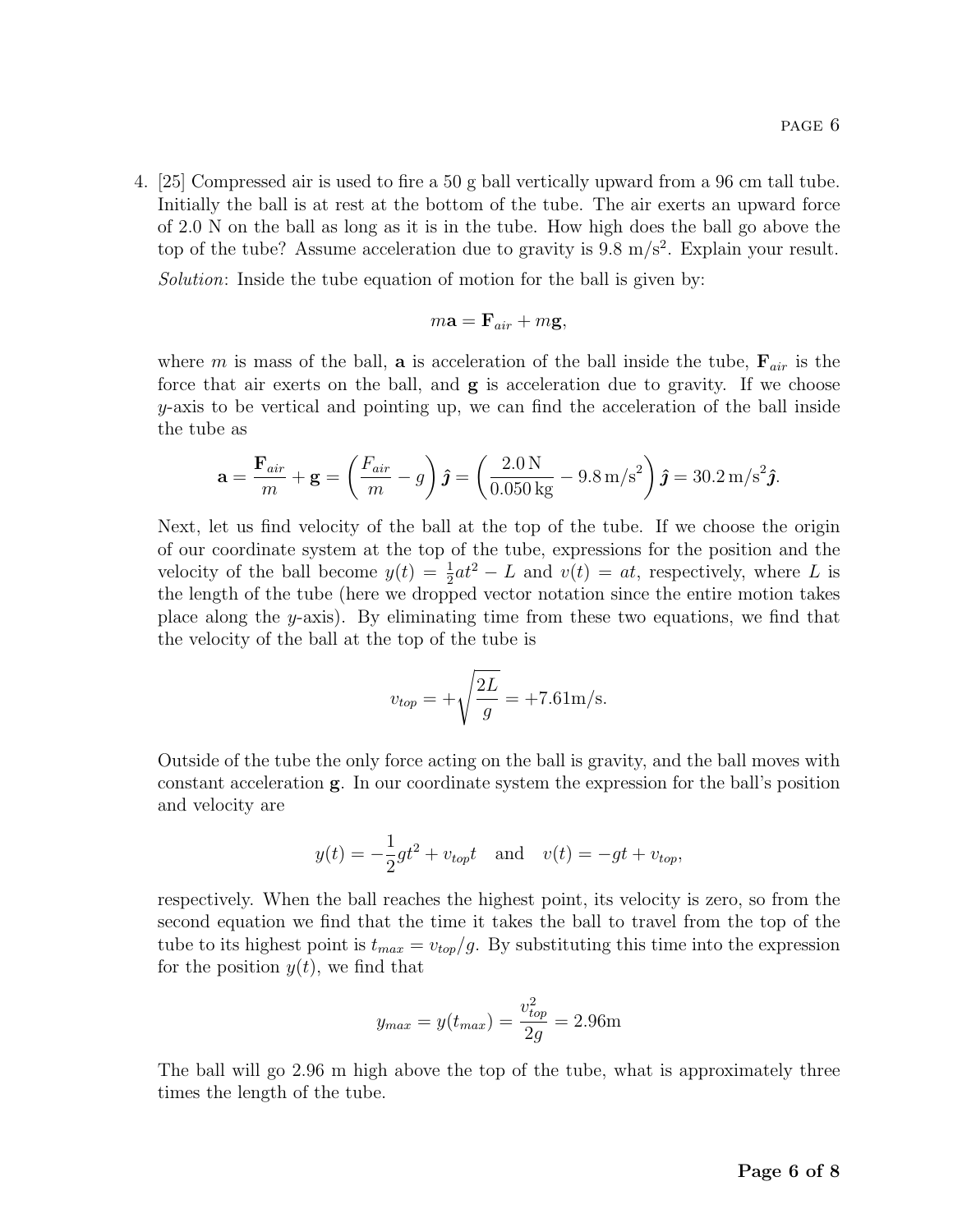4. [25] Compressed air is used to fire a 50 g ball vertically upward from a 96 cm tall tube. Initially the ball is at rest at the bottom of the tube. The air exerts an upward force of 2.0 N on the ball as long as it is in the tube. How high does the ball go above the top of the tube? Assume acceleration due to gravity is 9.8 m/s$^2$. Explain your result.

   *Solution*: Inside the tube equation of motion for the ball is given by:

$$m\mathbf{a} = \mathbf{F}_{air} + m\mathbf{g},$$

where $m$ is mass of the ball, $\mathbf{a}$ is acceleration of the ball inside the tube, $\mathbf{F}_{air}$ is the force that air exerts on the ball, and $\mathbf{g}$ is acceleration due to gravity. If we choose $y$-axis to be vertical and pointing up, we can find the acceleration of the ball inside the tube as

$$\mathbf{a} = \frac{\mathbf{F}_{air}}{m} + \mathbf{g} = \left(\frac{F_{air}}{m} - g\right)\hat{\boldsymbol{j}} = \left(\frac{2.0\,\mathrm{N}}{0.050\,\mathrm{kg}} - 9.8\,\mathrm{m/s}^2\right)\hat{\boldsymbol{j}} = 30.2\,\mathrm{m/s}^2\hat{\boldsymbol{j}}.$$

Next, let us find velocity of the ball at the top of the tube. If we choose the origin of our coordinate system at the top of the tube, expressions for the position and the velocity of the ball become $y(t) = \frac{1}{2}at^2 - L$ and $v(t) = at$, respectively, where $L$ is the length of the tube (here we dropped vector notation since the entire motion takes place along the $y$-axis). By eliminating time from these two equations, we find that the velocity of the ball at the top of the tube is

$$v_{top} = +\sqrt{\frac{2L}{g}} = +7.61\mathrm{m/s}.$$

Outside of the tube the only force acting on the ball is gravity, and the ball moves with constant acceleration $\mathbf{g}$. In our coordinate system the expression for the ball's position and velocity are

$$y(t) = -\frac{1}{2}gt^2 + v_{top}t \quad \text{and} \quad v(t) = -gt + v_{top},$$

respectively. When the ball reaches the highest point, its velocity is zero, so from the second equation we find that the time it takes the ball to travel from the top of the tube to its highest point is $t_{max} = v_{top}/g$. By substituting this time into the expression for the position $y(t)$, we find that

$$y_{max} = y(t_{max}) = \frac{v_{top}^2}{2g} = 2.96\mathrm{m}$$

The ball will go 2.96 m high above the top of the tube, what is approximately three times the length of the tube.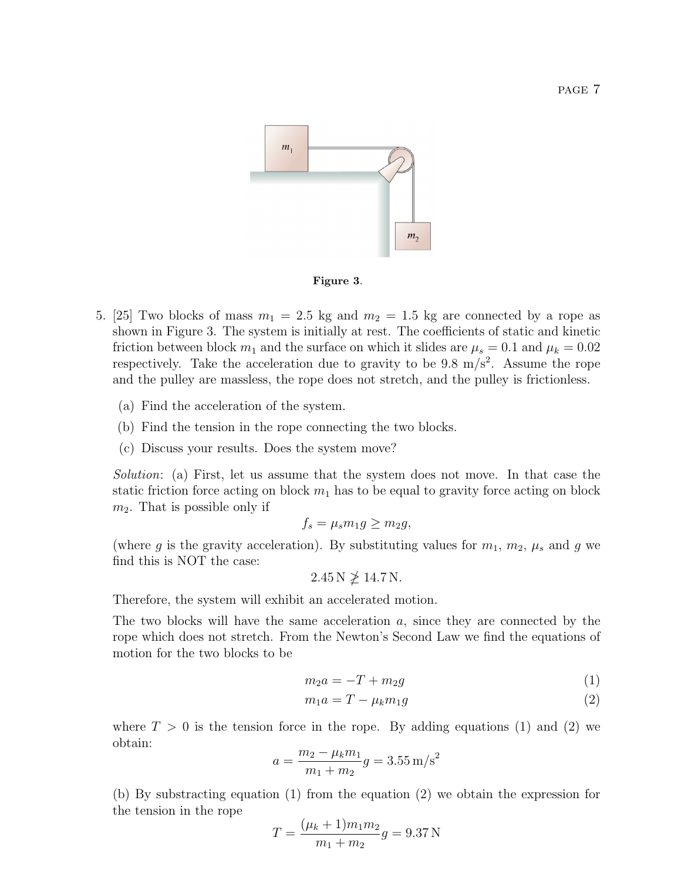Figure 3.

5. [25] Two blocks of mass $m_1 = 2.5$ kg and $m_2 = 1.5$ kg are connected by a rope as shown in Figure 3. The system is initially at rest. The coefficients of static and kinetic friction between block $m_1$ and the surface on which it slides are $\mu_s = 0.1$ and $\mu_k = 0.02$ respectively. Take the acceleration due to gravity to be 9.8 m/s$^2$. Assume the rope and the pulley are massless, the rope does not stretch, and the pulley is frictionless.

   (a) Find the acceleration of the system.

   (b) Find the tension in the rope connecting the two blocks.

   (c) Discuss your results. Does the system move?

   *Solution*: (a) First, let us assume that the system does not move. In that case the static friction force acting on block $m_1$ has to be equal to gravity force acting on block $m_2$. That is possible only if

   $$f_s = \mu_s m_1 g \geq m_2 g,$$

   (where $g$ is the gravity acceleration). By substituting values for $m_1$, $m_2$, $\mu_s$ and $g$ we find this is NOT the case:

   $$2.45\,\mathrm{N} \not\geq 14.7\,\mathrm{N}.$$

   Therefore, the system will exhibit an accelerated motion.

   The two blocks will have the same acceleration $a$, since they are connected by the rope which does not stretch. From the Newton's Second Law we find the equations of motion for the two blocks to be

   $$m_2 a = -T + m_2 g \tag{1}$$

   $$m_1 a = T - \mu_k m_1 g \tag{2}$$

   where $T > 0$ is the tension force in the rope. By adding equations (1) and (2) we obtain:

   $$a = \frac{m_2 - \mu_k m_1}{m_1 + m_2} g = 3.55\,\mathrm{m/s}^2$$

   (b) By substracting equation (1) from the equation (2) we obtain the expression for the tension in the rope

   $$T = \frac{(\mu_k + 1) m_1 m_2}{m_1 + m_2} g = 9.37\,\mathrm{N}$$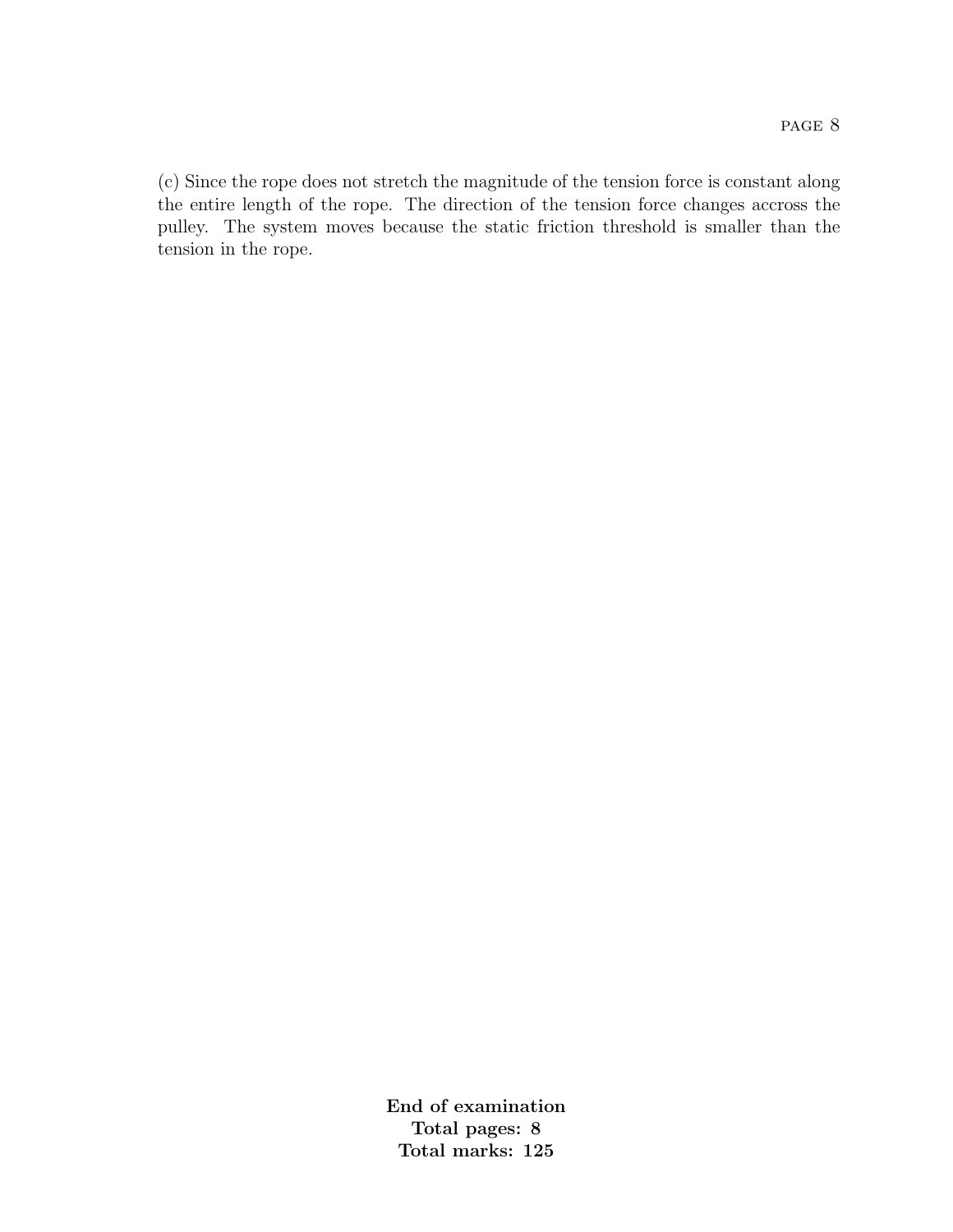(c) Since the rope does not stretch the magnitude of the tension force is constant along the entire length of the rope. The direction of the tension force changes accross the pulley. The system moves because the static friction threshold is smaller than the tension in the rope.

**End of examination**
**Total pages: 8**
**Total marks: 125**